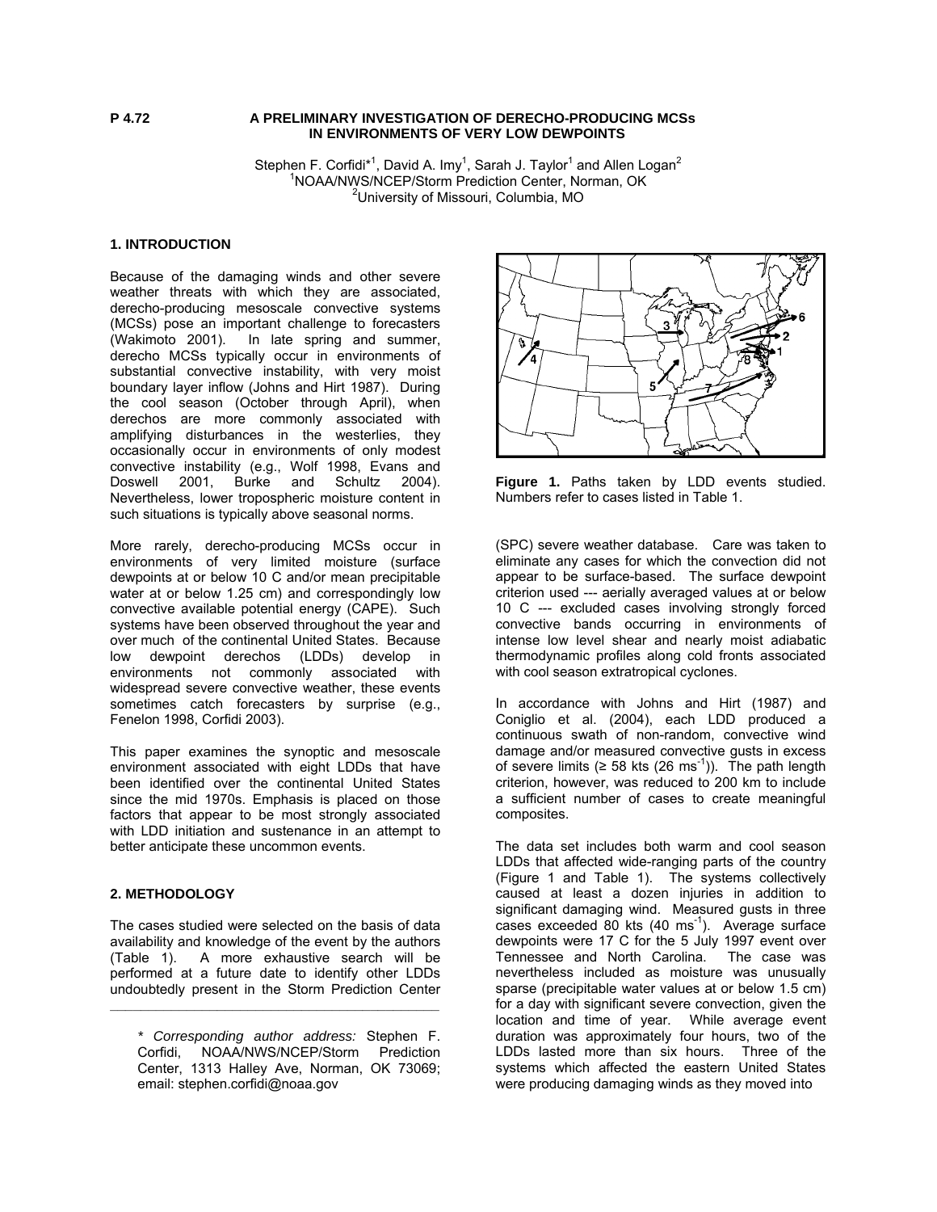P 4.72

# A PRELIMINARY INVESTIGATION OF DERECHO-PRODUCING MCSs IN ENVIRONMENTS OF VERY LOW DEWPOINTS

Stephen F. Corfidi*[1], David A. Imy[1], Sarah J. Taylor[1] and Allen Logan[2]
[1]NOAA/NWS/NCEP/Storm Prediction Center, Norman, OK
[2]University of Missouri, Columbia, MO

## 1. INTRODUCTION

Because of the damaging winds and other severe weather threats with which they are associated, derecho-producing mesoscale convective systems (MCSs) pose an important challenge to forecasters (Wakimoto 2001). In late spring and summer, derecho MCSs typically occur in environments of substantial convective instability, with very moist boundary layer inflow (Johns and Hirt 1987). During the cool season (October through April), when derechos are more commonly associated with amplifying disturbances in the westerlies, they occasionally occur in environments of only modest convective instability (e.g., Wolf 1998, Evans and Doswell 2001, Burke and Schultz 2004). Nevertheless, lower tropospheric moisture content in such situations is typically above seasonal norms.

More rarely, derecho-producing MCSs occur in environments of very limited moisture (surface dewpoints at or below 10 C and/or mean precipitable water at or below 1.25 cm) and correspondingly low convective available potential energy (CAPE). Such systems have been observed throughout the year and over much of the continental United States. Because low dewpoint derechos (LDDs) develop in environments not commonly associated with widespread severe convective weather, these events sometimes catch forecasters by surprise (e.g., Fenelon 1998, Corfidi 2003).

This paper examines the synoptic and mesoscale environment associated with eight LDDs that have been identified over the continental United States since the mid 1970s. Emphasis is placed on those factors that appear to be most strongly associated with LDD initiation and sustenance in an attempt to better anticipate these uncommon events.

## 2. METHODOLOGY

The cases studied were selected on the basis of data availability and knowledge of the event by the authors (Table 1). A more exhaustive search will be performed at a future date to identify other LDDs undoubtedly present in the Storm Prediction Center (SPC) severe weather database. Care was taken to eliminate any cases for which the convection did not appear to be surface-based. The surface dewpoint criterion used --- aerially averaged values at or below 10 C --- excluded cases involving strongly forced convective bands occurring in environments of intense low level shear and nearly moist adiabatic thermodynamic profiles along cold fronts associated with cool season extratropical cyclones.

**Figure 1.** Paths taken by LDD events studied. Numbers refer to cases listed in Table 1.

In accordance with Johns and Hirt (1987) and Coniglio et al. (2004), each LDD produced a continuous swath of non-random, convective wind damage and/or measured convective gusts in excess of severe limits (≥ 58 kts (26 $ms^{-1}$)). The path length criterion, however, was reduced to 200 km to include a sufficient number of cases to create meaningful composites.

The data set includes both warm and cool season LDDs that affected wide-ranging parts of the country (Figure 1 and Table 1). The systems collectively caused at least a dozen injuries in addition to significant damaging wind. Measured gusts in three cases exceeded 80 kts (40 $ms^{-1}$). Average surface dewpoints were 17 C for the 5 July 1997 event over Tennessee and North Carolina. The case was nevertheless included as moisture was unusually sparse (precipitable water values at or below 1.5 cm) for a day with significant severe convection, given the location and time of year. While average event duration was approximately four hours, two of the LDDs lasted more than six hours. Three of the systems which affected the eastern United States were producing damaging winds as they moved into

---

*\* Corresponding author address:* Stephen F. Corfidi, NOAA/NWS/NCEP/Storm Prediction Center, 1313 Halley Ave, Norman, OK 73069; email: stephen.corfidi@noaa.gov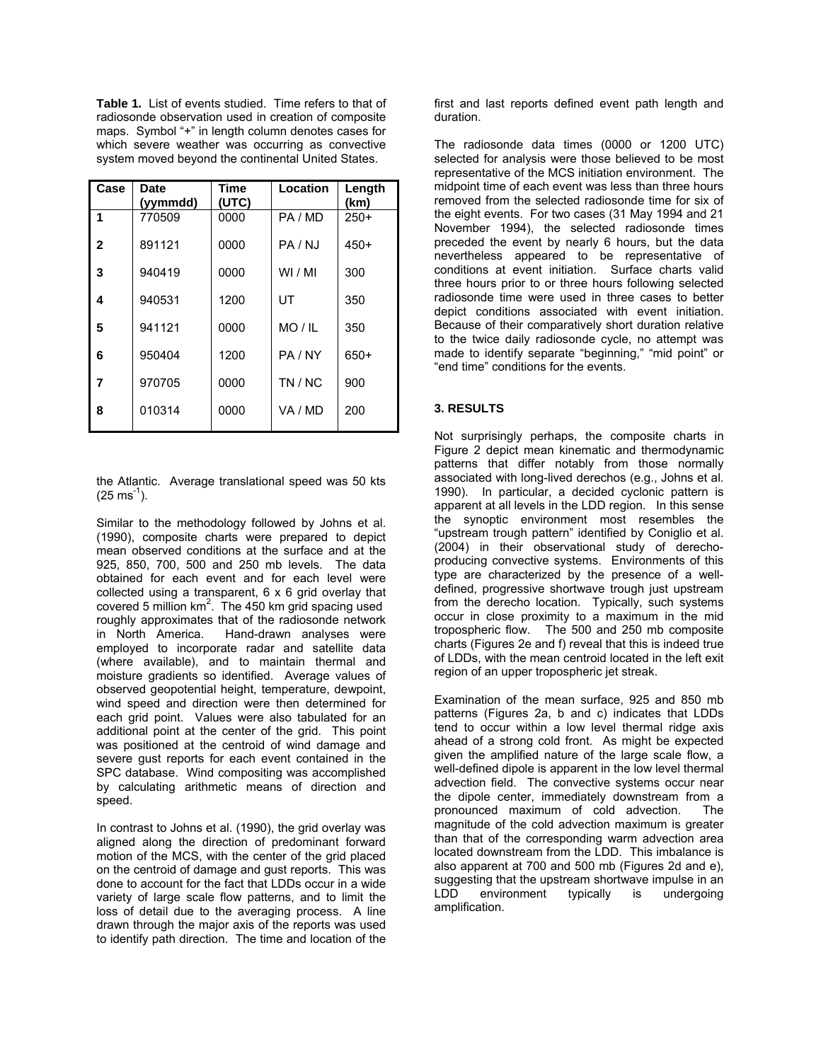**Table 1.** List of events studied. Time refers to that of radiosonde observation used in creation of composite maps. Symbol "+" in length column denotes cases for which severe weather was occurring as convective system moved beyond the continental United States.

| Case | Date (yymmdd) | Time (UTC) | Location | Length (km) |
|---|---|---|---|---|
| 1 | 770509 | 0000 | PA / MD | 250+ |
| 2 | 891121 | 0000 | PA / NJ | 450+ |
| 3 | 940419 | 0000 | WI / MI | 300 |
| 4 | 940531 | 1200 | UT | 350 |
| 5 | 941121 | 0000 | MO / IL | 350 |
| 6 | 950404 | 1200 | PA / NY | 650+ |
| 7 | 970705 | 0000 | TN / NC | 900 |
| 8 | 010314 | 0000 | VA / MD | 200 |

the Atlantic. Average translational speed was 50 kts (25 $ms^{-1}$).

Similar to the methodology followed by Johns et al. (1990), composite charts were prepared to depict mean observed conditions at the surface and at the 925, 850, 700, 500 and 250 mb levels. The data obtained for each event and for each level were collected using a transparent, 6 x 6 grid overlay that covered 5 million $km^2$. The 450 km grid spacing used roughly approximates that of the radiosonde network in North America. Hand-drawn analyses were employed to incorporate radar and satellite data (where available), and to maintain thermal and moisture gradients so identified. Average values of observed geopotential height, temperature, dewpoint, wind speed and direction were then determined for each grid point. Values were also tabulated for an additional point at the center of the grid. This point was positioned at the centroid of wind damage and severe gust reports for each event contained in the SPC database. Wind compositing was accomplished by calculating arithmetic means of direction and speed.

In contrast to Johns et al. (1990), the grid overlay was aligned along the direction of predominant forward motion of the MCS, with the center of the grid placed on the centroid of damage and gust reports. This was done to account for the fact that LDDs occur in a wide variety of large scale flow patterns, and to limit the loss of detail due to the averaging process. A line drawn through the major axis of the reports was used to identify path direction. The time and location of the first and last reports defined event path length and duration.

The radiosonde data times (0000 or 1200 UTC) selected for analysis were those believed to be most representative of the MCS initiation environment. The midpoint time of each event was less than three hours removed from the selected radiosonde time for six of the eight events. For two cases (31 May 1994 and 21 November 1994), the selected radiosonde times preceded the event by nearly 6 hours, but the data nevertheless appeared to be representative of conditions at event initiation. Surface charts valid three hours prior to or three hours following selected radiosonde time were used in three cases to better depict conditions associated with event initiation. Because of their comparatively short duration relative to the twice daily radiosonde cycle, no attempt was made to identify separate "beginning," "mid point" or "end time" conditions for the events.

## 3. RESULTS

Not surprisingly perhaps, the composite charts in Figure 2 depict mean kinematic and thermodynamic patterns that differ notably from those normally associated with long-lived derechos (e.g., Johns et al. 1990). In particular, a decided cyclonic pattern is apparent at all levels in the LDD region. In this sense the synoptic environment most resembles the "upstream trough pattern" identified by Coniglio et al. (2004) in their observational study of derecho-producing convective systems. Environments of this type are characterized by the presence of a well-defined, progressive shortwave trough just upstream from the derecho location. Typically, such systems occur in close proximity to a maximum in the mid tropospheric flow. The 500 and 250 mb composite charts (Figures 2e and f) reveal that this is indeed true of LDDs, with the mean centroid located in the left exit region of an upper tropospheric jet streak.

Examination of the mean surface, 925 and 850 mb patterns (Figures 2a, b and c) indicates that LDDs tend to occur within a low level thermal ridge axis ahead of a strong cold front. As might be expected given the amplified nature of the large scale flow, a well-defined dipole is apparent in the low level thermal advection field. The convective systems occur near the dipole center, immediately downstream from a pronounced maximum of cold advection. The magnitude of the cold advection maximum is greater than that of the corresponding warm advection area located downstream from the LDD. This imbalance is also apparent at 700 and 500 mb (Figures 2d and e), suggesting that the upstream shortwave impulse in an LDD environment typically is undergoing amplification.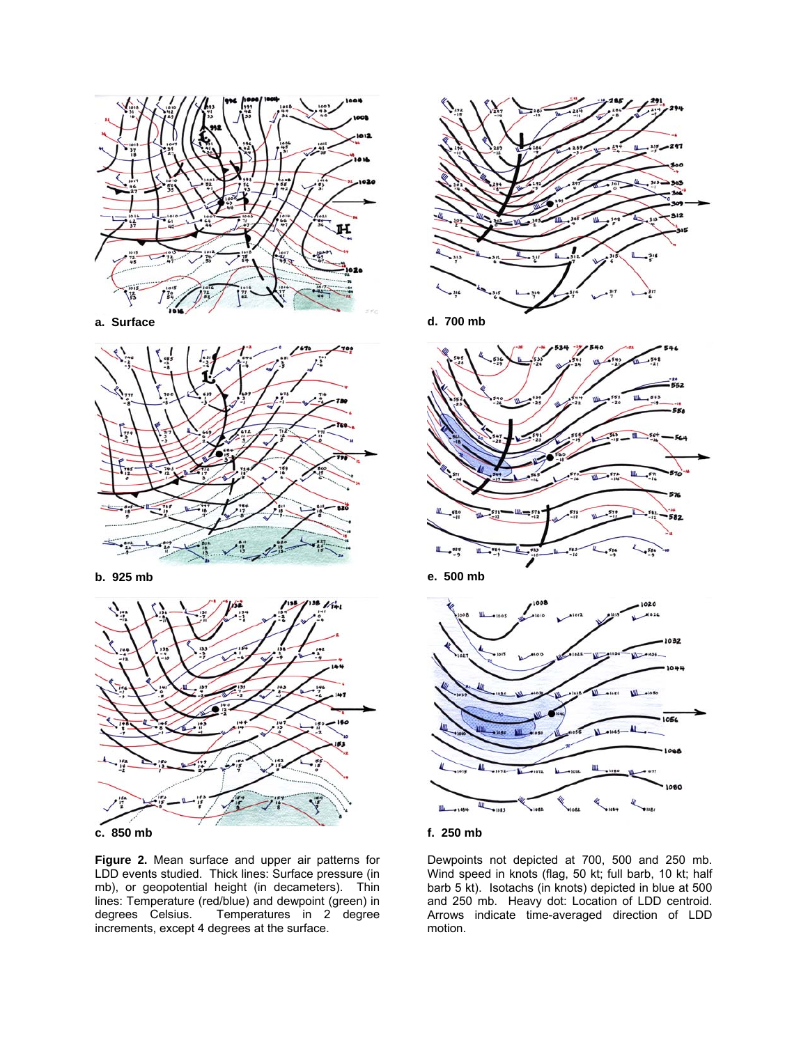a. Surface

d. 700 mb

b. 925 mb

e. 500 mb

c. 850 mb

f. 250 mb

**Figure 2.** Mean surface and upper air patterns for LDD events studied. Thick lines: Surface pressure (in mb), or geopotential height (in decameters). Thin lines: Temperature (red/blue) and dewpoint (green) in degrees Celsius. Temperatures in 2 degree increments, except 4 degrees at the surface. Dewpoints not depicted at 700, 500 and 250 mb. Wind speed in knots (flag, 50 kt; full barb, 10 kt; half barb 5 kt). Isotachs (in knots) depicted in blue at 500 and 250 mb. Heavy dot: Location of LDD centroid. Arrows indicate time-averaged direction of LDD motion.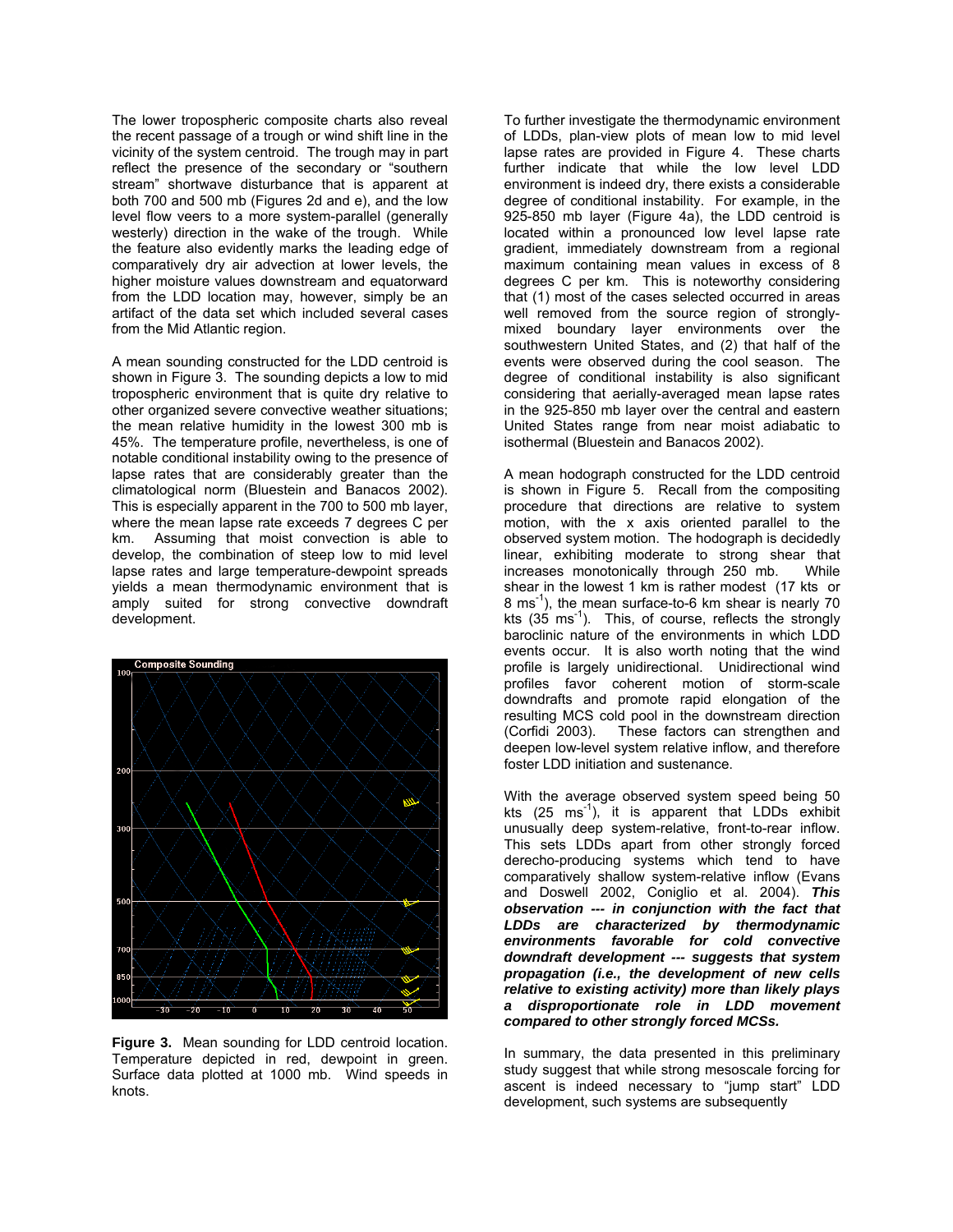The lower tropospheric composite charts also reveal the recent passage of a trough or wind shift line in the vicinity of the system centroid. The trough may in part reflect the presence of the secondary or "southern stream" shortwave disturbance that is apparent at both 700 and 500 mb (Figures 2d and e), and the low level flow veers to a more system-parallel (generally westerly) direction in the wake of the trough. While the feature also evidently marks the leading edge of comparatively dry air advection at lower levels, the higher moisture values downstream and equatorward from the LDD location may, however, simply be an artifact of the data set which included several cases from the Mid Atlantic region.

A mean sounding constructed for the LDD centroid is shown in Figure 3. The sounding depicts a low to mid tropospheric environment that is quite dry relative to other organized severe convective weather situations; the mean relative humidity in the lowest 300 mb is 45%. The temperature profile, nevertheless, is one of notable conditional instability owing to the presence of lapse rates that are considerably greater than the climatological norm (Bluestein and Banacos 2002). This is especially apparent in the 700 to 500 mb layer, where the mean lapse rate exceeds 7 degrees C per km. Assuming that moist convection is able to develop, the combination of steep low to mid level lapse rates and large temperature-dewpoint spreads yields a mean thermodynamic environment that is amply suited for strong convective downdraft development.

**Figure 3.** Mean sounding for LDD centroid location. Temperature depicted in red, dewpoint in green. Surface data plotted at 1000 mb. Wind speeds in knots.

To further investigate the thermodynamic environment of LDDs, plan-view plots of mean low to mid level lapse rates are provided in Figure 4. These charts further indicate that while the low level LDD environment is indeed dry, there exists a considerable degree of conditional instability. For example, in the 925-850 mb layer (Figure 4a), the LDD centroid is located within a pronounced low level lapse rate gradient, immediately downstream from a regional maximum containing mean values in excess of 8 degrees C per km. This is noteworthy considering that (1) most of the cases selected occurred in areas well removed from the source region of strongly-mixed boundary layer environments over the southwestern United States, and (2) that half of the events were observed during the cool season. The degree of conditional instability is also significant considering that aerially-averaged mean lapse rates in the 925-850 mb layer over the central and eastern United States range from near moist adiabatic to isothermal (Bluestein and Banacos 2002).

A mean hodograph constructed for the LDD centroid is shown in Figure 5. Recall from the compositing procedure that directions are relative to system motion, with the x axis oriented parallel to the observed system motion. The hodograph is decidedly linear, exhibiting moderate to strong shear that increases monotonically through 250 mb. While shear in the lowest 1 km is rather modest (17 kts or 8 $ms^{-1}$), the mean surface-to-6 km shear is nearly 70 kts (35 $ms^{-1}$). This, of course, reflects the strongly baroclinic nature of the environments in which LDD events occur. It is also worth noting that the wind profile is largely unidirectional. Unidirectional wind profiles favor coherent motion of storm-scale downdrafts and promote rapid elongation of the resulting MCS cold pool in the downstream direction (Corfidi 2003). These factors can strengthen and deepen low-level system relative inflow, and therefore foster LDD initiation and sustenance.

With the average observed system speed being 50 kts (25 $ms^{-1}$), it is apparent that LDDs exhibit unusually deep system-relative, front-to-rear inflow. This sets LDDs apart from other strongly forced derecho-producing systems which tend to have comparatively shallow system-relative inflow (Evans and Doswell 2002, Coniglio et al. 2004). ***This observation --- in conjunction with the fact that LDDs are characterized by thermodynamic environments favorable for cold convective downdraft development --- suggests that system propagation (i.e., the development of new cells relative to existing activity) more than likely plays a disproportionate role in LDD movement compared to other strongly forced MCSs.***

In summary, the data presented in this preliminary study suggest that while strong mesoscale forcing for ascent is indeed necessary to "jump start" LDD development, such systems are subsequently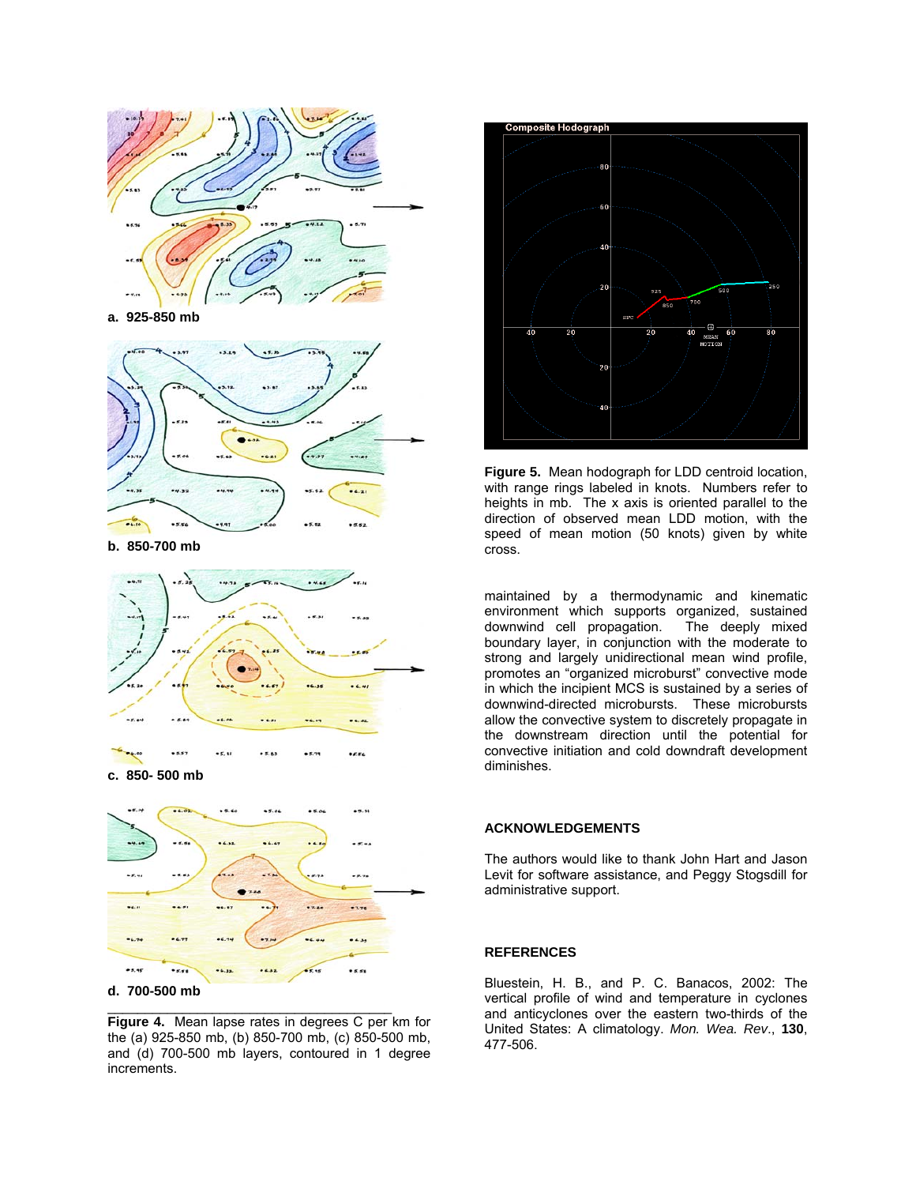a. 925-850 mb

b. 850-700 mb

c. 850- 500 mb

d. 700-500 mb

**Figure 4.** Mean lapse rates in degrees C per km for the (a) 925-850 mb, (b) 850-700 mb, (c) 850-500 mb, and (d) 700-500 mb layers, contoured in 1 degree increments.

**Figure 5.** Mean hodograph for LDD centroid location, with range rings labeled in knots. Numbers refer to heights in mb. The x axis is oriented parallel to the direction of observed mean LDD motion, with the speed of mean motion (50 knots) given by white cross.

maintained by a thermodynamic and kinematic environment which supports organized, sustained downwind cell propagation. The deeply mixed boundary layer, in conjunction with the moderate to strong and largely unidirectional mean wind profile, promotes an "organized microburst" convective mode in which the incipient MCS is sustained by a series of downwind-directed microbursts. These microbursts allow the convective system to discretely propagate in the downstream direction until the potential for convective initiation and cold downdraft development diminishes.

## ACKNOWLEDGEMENTS

The authors would like to thank John Hart and Jason Levit for software assistance, and Peggy Stogsdill for administrative support.

## REFERENCES

Bluestein, H. B., and P. C. Banacos, 2002: The vertical profile of wind and temperature in cyclones and anticyclones over the eastern two-thirds of the United States: A climatology. *Mon. Wea. Rev*., **130**, 477-506.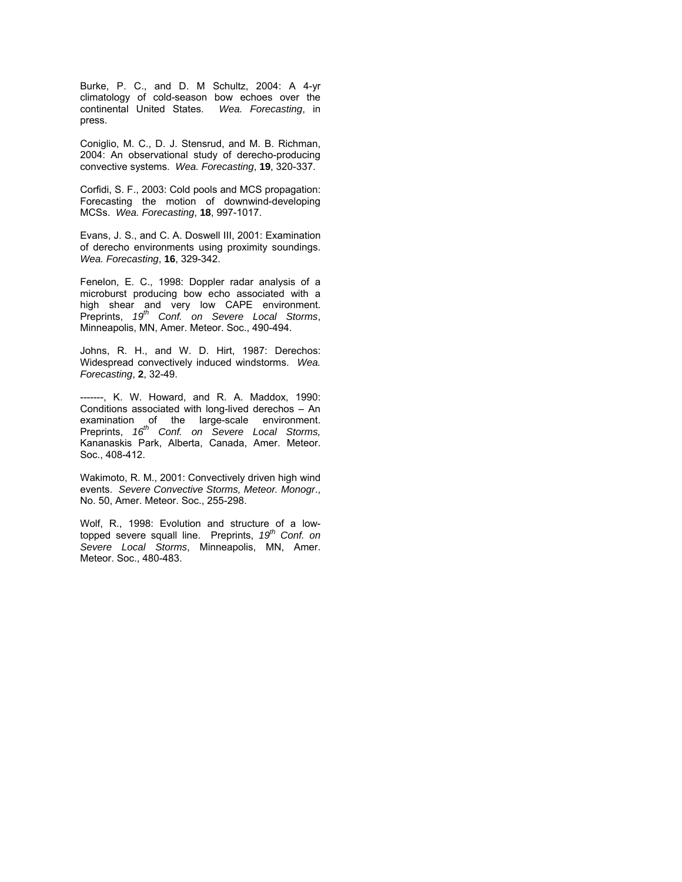Burke, P. C., and D. M Schultz, 2004: A 4-yr climatology of cold-season bow echoes over the continental United States. *Wea. Forecasting*, in press.

Coniglio, M. C., D. J. Stensrud, and M. B. Richman, 2004: An observational study of derecho-producing convective systems. *Wea. Forecasting*, **19**, 320-337.

Corfidi, S. F., 2003: Cold pools and MCS propagation: Forecasting the motion of downwind-developing MCSs. *Wea. Forecasting*, **18**, 997-1017.

Evans, J. S., and C. A. Doswell III, 2001: Examination of derecho environments using proximity soundings. *Wea. Forecasting*, **16**, 329-342.

Fenelon, E. C., 1998: Doppler radar analysis of a microburst producing bow echo associated with a high shear and very low CAPE environment. Preprints, *19th Conf. on Severe Local Storms*, Minneapolis, MN, Amer. Meteor. Soc., 490-494.

Johns, R. H., and W. D. Hirt, 1987: Derechos: Widespread convectively induced windstorms. *Wea. Forecasting*, **2**, 32-49.

-------, K. W. Howard, and R. A. Maddox, 1990: Conditions associated with long-lived derechos – An examination of the large-scale environment. Preprints, *16th Conf. on Severe Local Storms,* Kananaskis Park, Alberta, Canada, Amer. Meteor. Soc., 408-412.

Wakimoto, R. M., 2001: Convectively driven high wind events. *Severe Convective Storms, Meteor. Monogr*., No. 50, Amer. Meteor. Soc., 255-298.

Wolf, R., 1998: Evolution and structure of a low-topped severe squall line. Preprints, *19th Conf. on Severe Local Storms*, Minneapolis, MN, Amer. Meteor. Soc., 480-483.